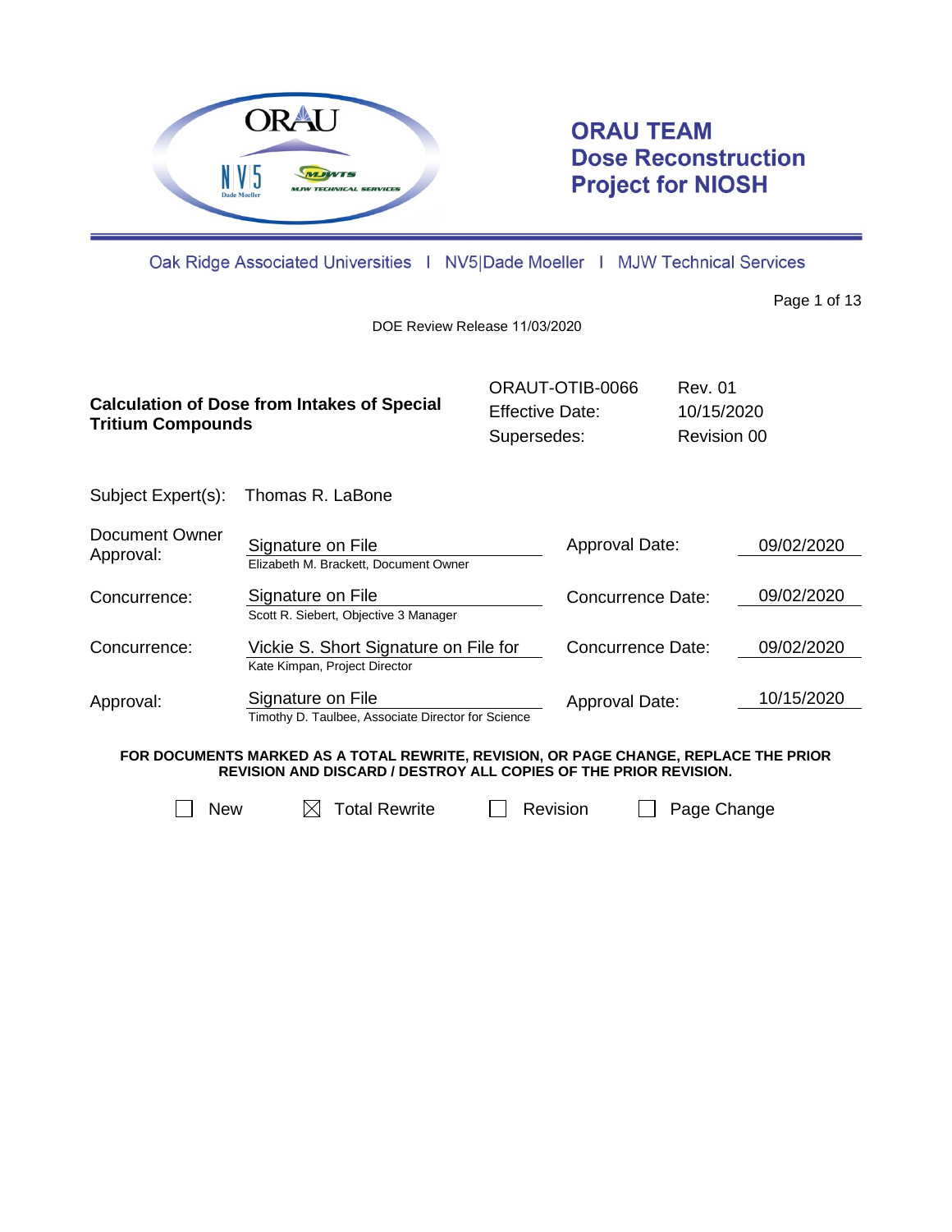# ORAU TEAM Dose Reconstruction Project for NIOSH

Oak Ridge Associated Universities | NV5|Dade Moeller | MJW Technical Services

DOE Review Release 11/03/2020

| **Calculation of Dose from Intakes of Special Tritium Compounds** | ORAUT-OTIB-0066 | Rev. 01 |
|---|---|---|
| | Effective Date: | 10/15/2020 |
| | Supersedes: | Revision 00 |

Subject Expert(s): Thomas R. LaBone

| | | | |
|---|---|---|---|
| Document Owner Approval: | Signature on File<br>Elizabeth M. Brackett, Document Owner | Approval Date: | 09/02/2020 |
| Concurrence: | Signature on File<br>Scott R. Siebert, Objective 3 Manager | Concurrence Date: | 09/02/2020 |
| Concurrence: | Vickie S. Short Signature on File for<br>Kate Kimpan, Project Director | Concurrence Date: | 09/02/2020 |
| Approval: | Signature on File<br>Timothy D. Taulbee, Associate Director for Science | Approval Date: | 10/15/2020 |

**FOR DOCUMENTS MARKED AS A TOTAL REWRITE, REVISION, OR PAGE CHANGE, REPLACE THE PRIOR REVISION AND DISCARD / DESTROY ALL COPIES OF THE PRIOR REVISION.**

☐ New ☒ Total Rewrite ☐ Revision ☐ Page Change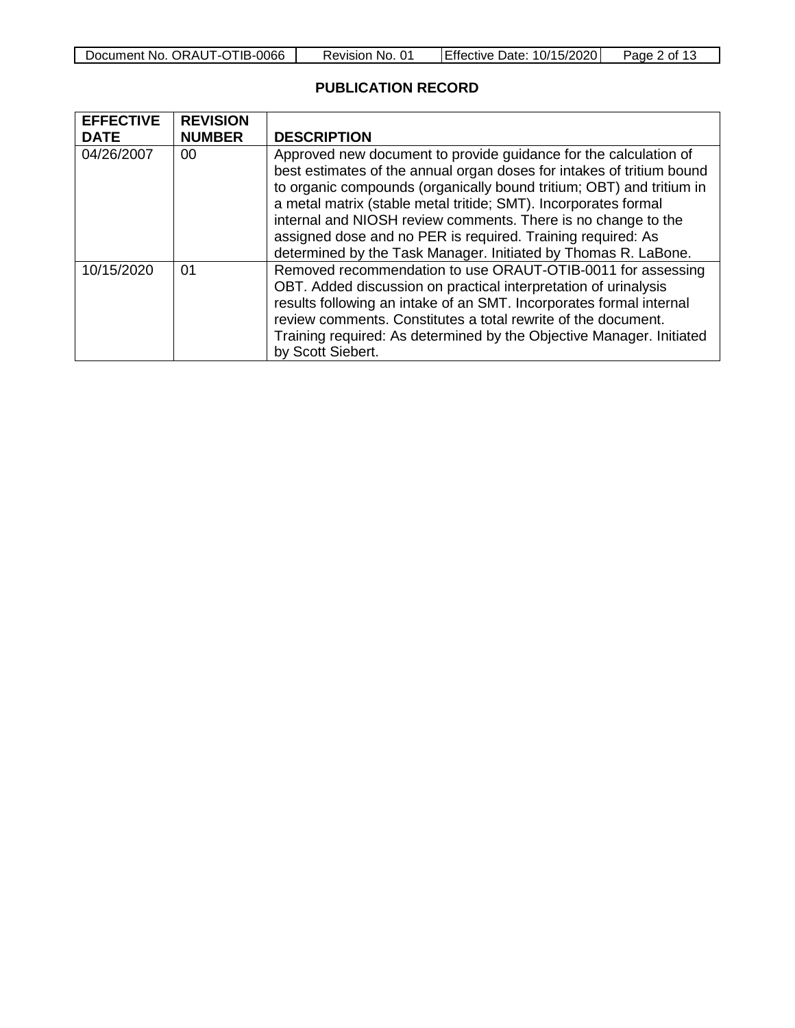## PUBLICATION RECORD

| EFFECTIVE DATE | REVISION NUMBER | DESCRIPTION |
|---|---|---|
| 04/26/2007 | 00 | Approved new document to provide guidance for the calculation of best estimates of the annual organ doses for intakes of tritium bound to organic compounds (organically bound tritium; OBT) and tritium in a metal matrix (stable metal tritide; SMT). Incorporates formal internal and NIOSH review comments. There is no change to the assigned dose and no PER is required. Training required: As determined by the Task Manager. Initiated by Thomas R. LaBone. |
| 10/15/2020 | 01 | Removed recommendation to use ORAUT-OTIB-0011 for assessing OBT. Added discussion on practical interpretation of urinalysis results following an intake of an SMT. Incorporates formal internal review comments. Constitutes a total rewrite of the document. Training required: As determined by the Objective Manager. Initiated by Scott Siebert. |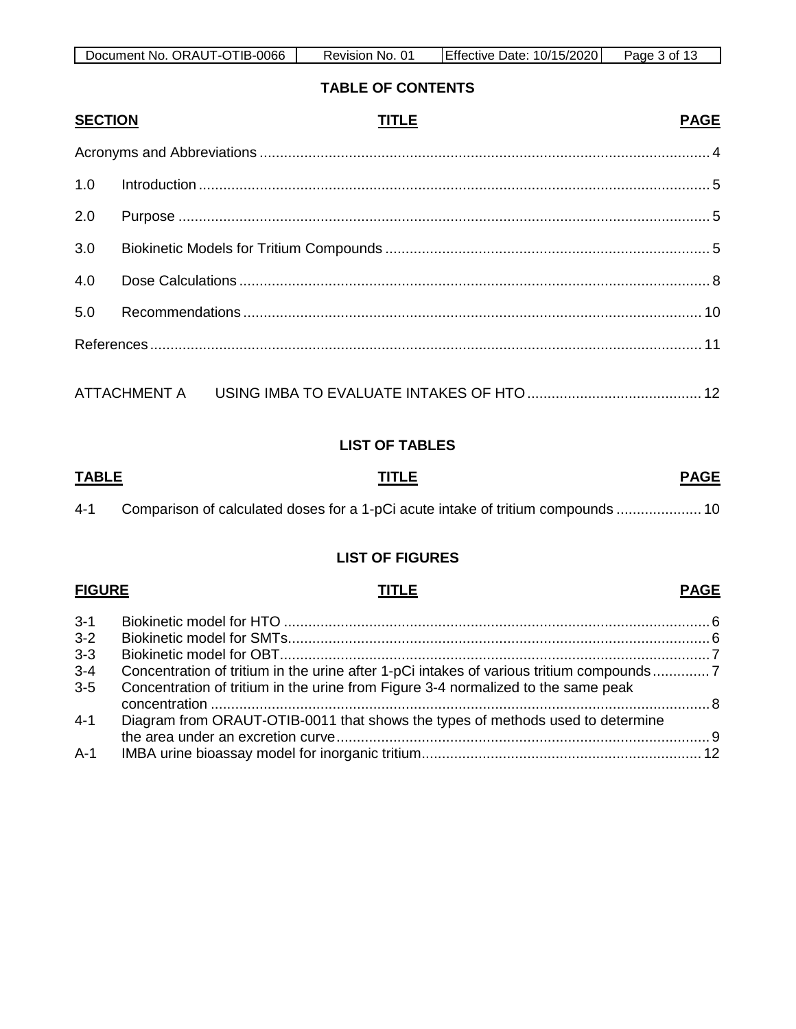## TABLE OF CONTENTS

| SECTION | TITLE | PAGE |
|---|---|---|
| Acronyms and Abbreviations | | 4 |
| 1.0 | Introduction | 5 |
| 2.0 | Purpose | 5 |
| 3.0 | Biokinetic Models for Tritium Compounds | 5 |
| 4.0 | Dose Calculations | 8 |
| 5.0 | Recommendations | 10 |
| References | | 11 |
| ATTACHMENT A | USING IMBA TO EVALUATE INTAKES OF HTO | 12 |

## LIST OF TABLES

| TABLE | TITLE | PAGE |
|---|---|---|
| 4-1 | Comparison of calculated doses for a 1-pCi acute intake of tritium compounds | 10 |

## LIST OF FIGURES

| FIGURE | TITLE | PAGE |
|---|---|---|
| 3-1 | Biokinetic model for HTO | 6 |
| 3-2 | Biokinetic model for SMTs | 6 |
| 3-3 | Biokinetic model for OBT | 7 |
| 3-4 | Concentration of tritium in the urine after 1-pCi intakes of various tritium compounds | 7 |
| 3-5 | Concentration of tritium in the urine from Figure 3-4 normalized to the same peak concentration | 8 |
| 4-1 | Diagram from ORAUT-OTIB-0011 that shows the types of methods used to determine the area under an excretion curve | 9 |
| A-1 | IMBA urine bioassay model for inorganic tritium | 12 |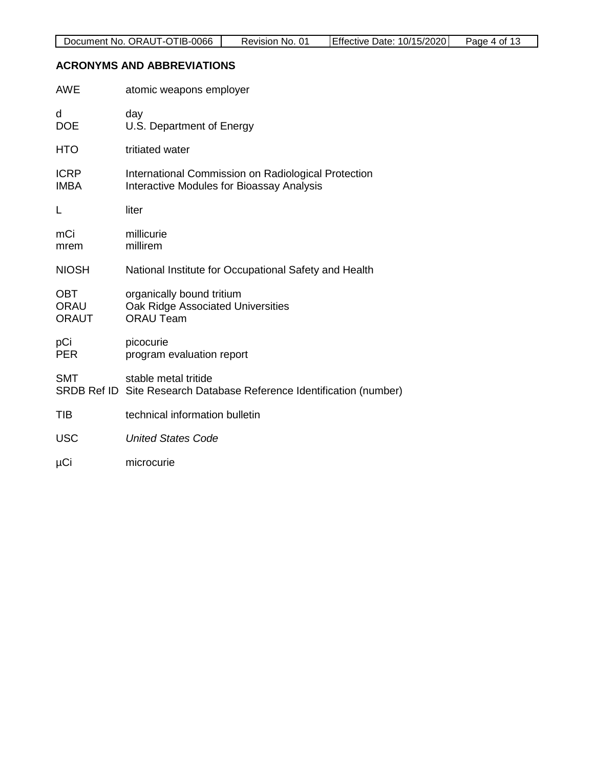## ACRONYMS AND ABBREVIATIONS

| | |
|---|---|
| AWE | atomic weapons employer |
| d | day |
| DOE | U.S. Department of Energy |
| HTO | tritiated water |
| ICRP | International Commission on Radiological Protection |
| IMBA | Interactive Modules for Bioassay Analysis |
| L | liter |
| mCi | millicurie |
| mrem | millirem |
| NIOSH | National Institute for Occupational Safety and Health |
| OBT | organically bound tritium |
| ORAU | Oak Ridge Associated Universities |
| ORAUT | ORAU Team |
| pCi | picocurie |
| PER | program evaluation report |
| SMT | stable metal tritide |
| SRDB Ref ID | Site Research Database Reference Identification (number) |
| TIB | technical information bulletin |
| USC | *United States Code* |
| μCi | microcurie |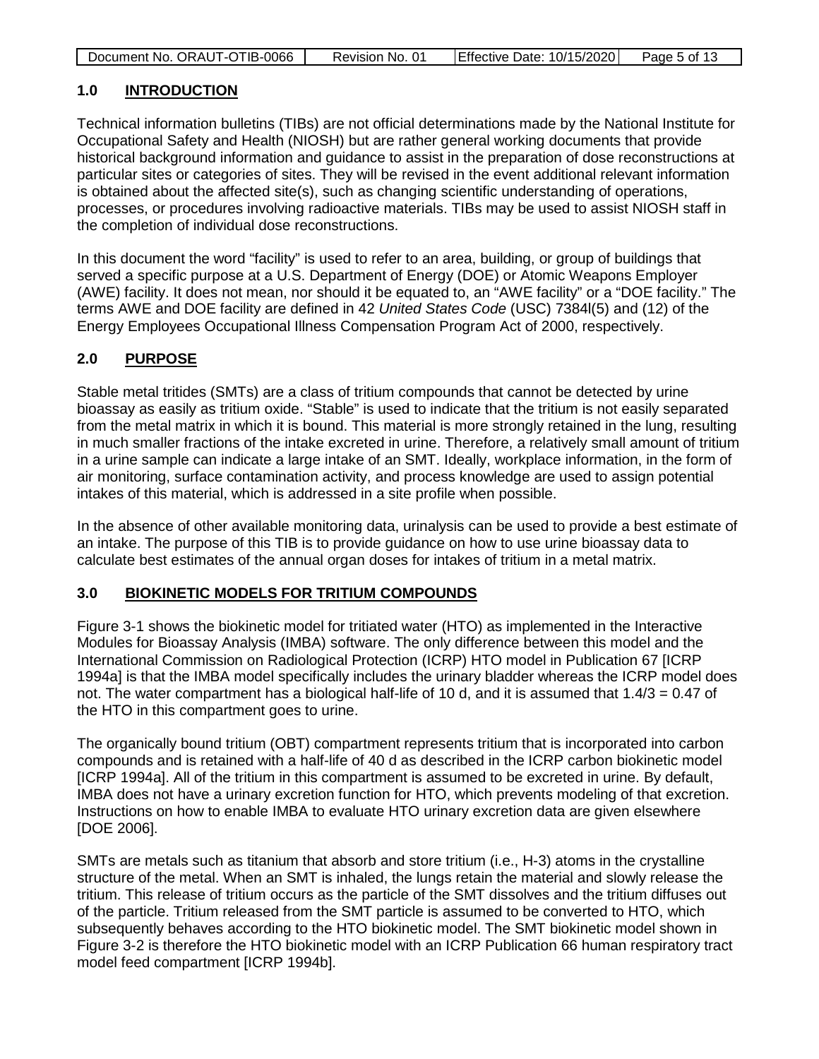## 1.0 INTRODUCTION

Technical information bulletins (TIBs) are not official determinations made by the National Institute for Occupational Safety and Health (NIOSH) but are rather general working documents that provide historical background information and guidance to assist in the preparation of dose reconstructions at particular sites or categories of sites. They will be revised in the event additional relevant information is obtained about the affected site(s), such as changing scientific understanding of operations, processes, or procedures involving radioactive materials. TIBs may be used to assist NIOSH staff in the completion of individual dose reconstructions.

In this document the word "facility" is used to refer to an area, building, or group of buildings that served a specific purpose at a U.S. Department of Energy (DOE) or Atomic Weapons Employer (AWE) facility. It does not mean, nor should it be equated to, an "AWE facility" or a "DOE facility." The terms AWE and DOE facility are defined in 42 *United States Code* (USC) 7384l(5) and (12) of the Energy Employees Occupational Illness Compensation Program Act of 2000, respectively.

## 2.0 PURPOSE

Stable metal tritides (SMTs) are a class of tritium compounds that cannot be detected by urine bioassay as easily as tritium oxide. "Stable" is used to indicate that the tritium is not easily separated from the metal matrix in which it is bound. This material is more strongly retained in the lung, resulting in much smaller fractions of the intake excreted in urine. Therefore, a relatively small amount of tritium in a urine sample can indicate a large intake of an SMT. Ideally, workplace information, in the form of air monitoring, surface contamination activity, and process knowledge are used to assign potential intakes of this material, which is addressed in a site profile when possible.

In the absence of other available monitoring data, urinalysis can be used to provide a best estimate of an intake. The purpose of this TIB is to provide guidance on how to use urine bioassay data to calculate best estimates of the annual organ doses for intakes of tritium in a metal matrix.

## 3.0 BIOKINETIC MODELS FOR TRITIUM COMPOUNDS

Figure 3-1 shows the biokinetic model for tritiated water (HTO) as implemented in the Interactive Modules for Bioassay Analysis (IMBA) software. The only difference between this model and the International Commission on Radiological Protection (ICRP) HTO model in Publication 67 [ICRP 1994a] is that the IMBA model specifically includes the urinary bladder whereas the ICRP model does not. The water compartment has a biological half-life of 10 d, and it is assumed that $1.4/3 = 0.47$ of the HTO in this compartment goes to urine.

The organically bound tritium (OBT) compartment represents tritium that is incorporated into carbon compounds and is retained with a half-life of 40 d as described in the ICRP carbon biokinetic model [ICRP 1994a]. All of the tritium in this compartment is assumed to be excreted in urine. By default, IMBA does not have a urinary excretion function for HTO, which prevents modeling of that excretion. Instructions on how to enable IMBA to evaluate HTO urinary excretion data are given elsewhere [DOE 2006].

SMTs are metals such as titanium that absorb and store tritium (i.e., H-3) atoms in the crystalline structure of the metal. When an SMT is inhaled, the lungs retain the material and slowly release the tritium. This release of tritium occurs as the particle of the SMT dissolves and the tritium diffuses out of the particle. Tritium released from the SMT particle is assumed to be converted to HTO, which subsequently behaves according to the HTO biokinetic model. The SMT biokinetic model shown in Figure 3-2 is therefore the HTO biokinetic model with an ICRP Publication 66 human respiratory tract model feed compartment [ICRP 1994b].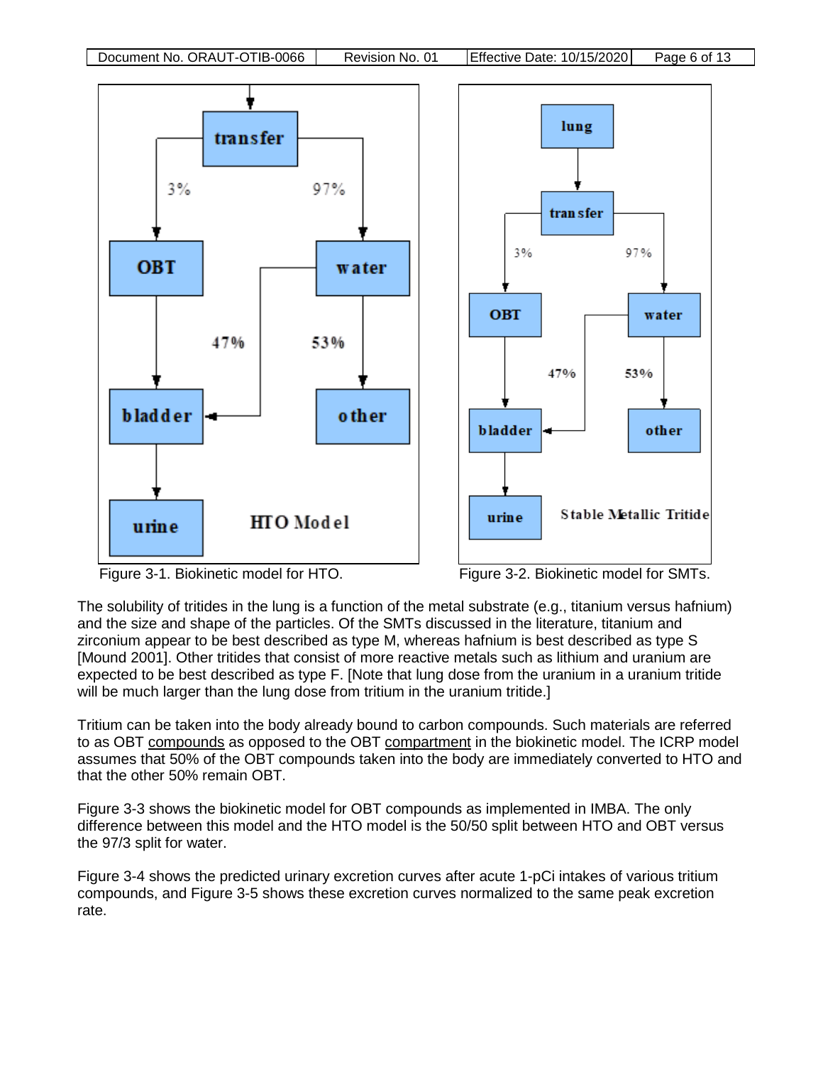Figure 3-1. Biokinetic model for HTO.

Figure 3-2. Biokinetic model for SMTs.

The solubility of tritides in the lung is a function of the metal substrate (e.g., titanium versus hafnium) and the size and shape of the particles. Of the SMTs discussed in the literature, titanium and zirconium appear to be best described as type M, whereas hafnium is best described as type S [Mound 2001]. Other tritides that consist of more reactive metals such as lithium and uranium are expected to be best described as type F. [Note that lung dose from the uranium in a uranium tritide will be much larger than the lung dose from tritium in the uranium tritide.]

Tritium can be taken into the body already bound to carbon compounds. Such materials are referred to as OBT compounds as opposed to the OBT compartment in the biokinetic model. The ICRP model assumes that 50% of the OBT compounds taken into the body are immediately converted to HTO and that the other 50% remain OBT.

Figure 3-3 shows the biokinetic model for OBT compounds as implemented in IMBA. The only difference between this model and the HTO model is the 50/50 split between HTO and OBT versus the 97/3 split for water.

Figure 3-4 shows the predicted urinary excretion curves after acute 1-pCi intakes of various tritium compounds, and Figure 3-5 shows these excretion curves normalized to the same peak excretion rate.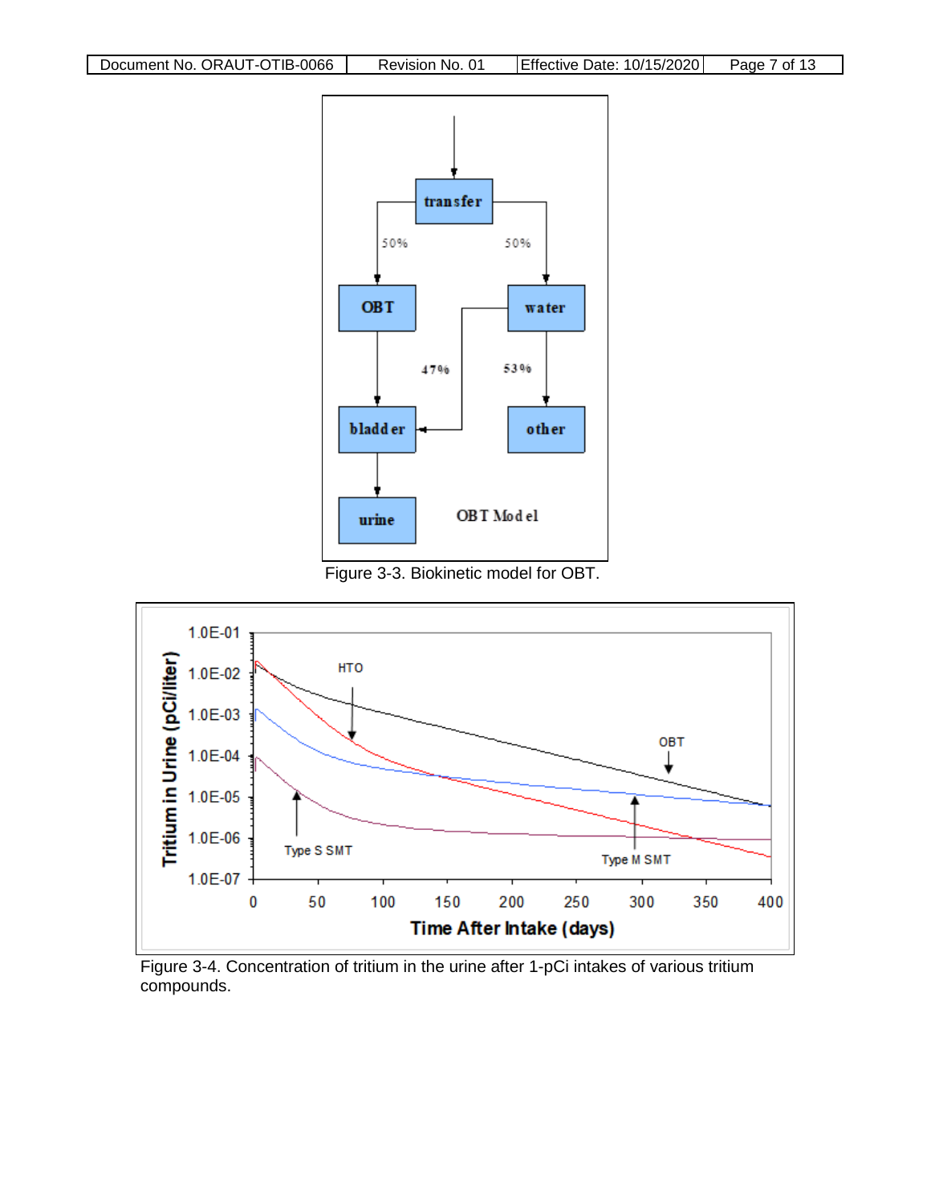Figure 3-3. Biokinetic model for OBT.

Figure 3-4. Concentration of tritium in the urine after 1-pCi intakes of various tritium compounds.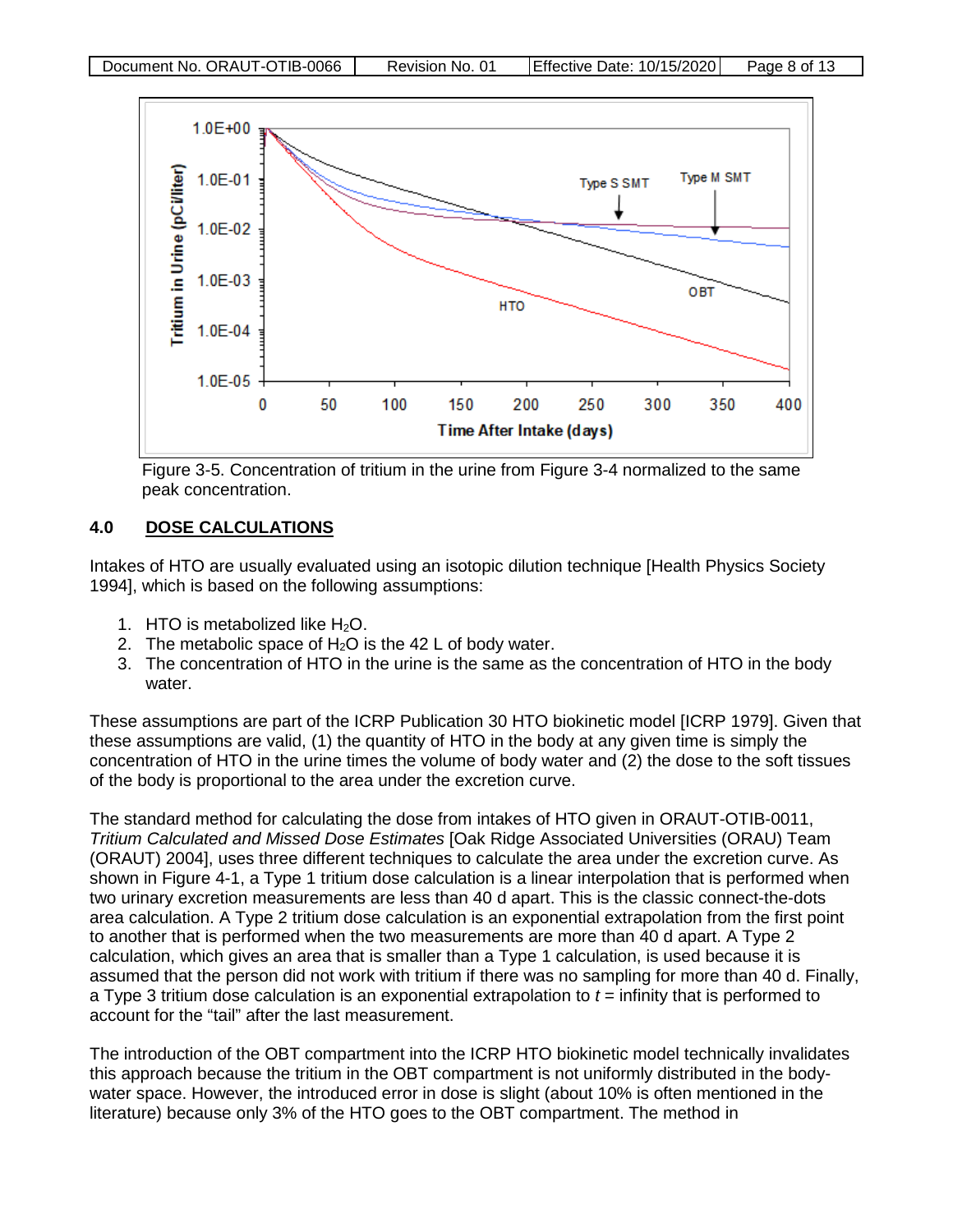Figure 3-5. Concentration of tritium in the urine from Figure 3-4 normalized to the same peak concentration.

## 4.0 DOSE CALCULATIONS

Intakes of HTO are usually evaluated using an isotopic dilution technique [Health Physics Society 1994], which is based on the following assumptions:

1. HTO is metabolized like $H_2O$.
2. The metabolic space of $H_2O$ is the 42 L of body water.
3. The concentration of HTO in the urine is the same as the concentration of HTO in the body water.

These assumptions are part of the ICRP Publication 30 HTO biokinetic model [ICRP 1979]. Given that these assumptions are valid, (1) the quantity of HTO in the body at any given time is simply the concentration of HTO in the urine times the volume of body water and (2) the dose to the soft tissues of the body is proportional to the area under the excretion curve.

The standard method for calculating the dose from intakes of HTO given in ORAUT-OTIB-0011, *Tritium Calculated and Missed Dose Estimates* [Oak Ridge Associated Universities (ORAU) Team (ORAUT) 2004], uses three different techniques to calculate the area under the excretion curve. As shown in Figure 4-1, a Type 1 tritium dose calculation is a linear interpolation that is performed when two urinary excretion measurements are less than 40 d apart. This is the classic connect-the-dots area calculation. A Type 2 tritium dose calculation is an exponential extrapolation from the first point to another that is performed when the two measurements are more than 40 d apart. A Type 2 calculation, which gives an area that is smaller than a Type 1 calculation, is used because it is assumed that the person did not work with tritium if there was no sampling for more than 40 d. Finally, a Type 3 tritium dose calculation is an exponential extrapolation to $t$ = infinity that is performed to account for the "tail" after the last measurement.

The introduction of the OBT compartment into the ICRP HTO biokinetic model technically invalidates this approach because the tritium in the OBT compartment is not uniformly distributed in the body-water space. However, the introduced error in dose is slight (about 10% is often mentioned in the literature) because only 3% of the HTO goes to the OBT compartment. The method in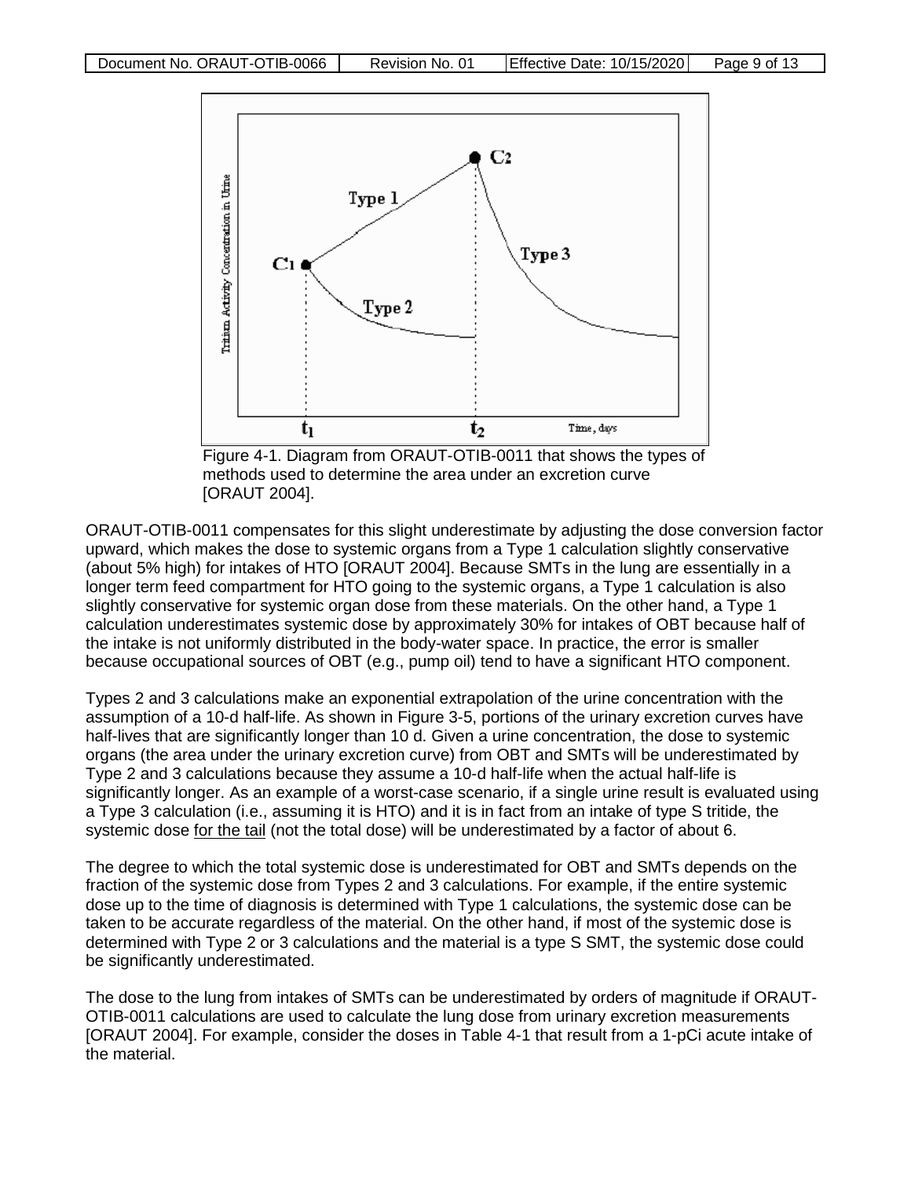Figure 4-1. Diagram from ORAUT-OTIB-0011 that shows the types of methods used to determine the area under an excretion curve [ORAUT 2004].

ORAUT-OTIB-0011 compensates for this slight underestimate by adjusting the dose conversion factor upward, which makes the dose to systemic organs from a Type 1 calculation slightly conservative (about 5% high) for intakes of HTO [ORAUT 2004]. Because SMTs in the lung are essentially in a longer term feed compartment for HTO going to the systemic organs, a Type 1 calculation is also slightly conservative for systemic organ dose from these materials. On the other hand, a Type 1 calculation underestimates systemic dose by approximately 30% for intakes of OBT because half of the intake is not uniformly distributed in the body-water space. In practice, the error is smaller because occupational sources of OBT (e.g., pump oil) tend to have a significant HTO component.

Types 2 and 3 calculations make an exponential extrapolation of the urine concentration with the assumption of a 10-d half-life. As shown in Figure 3-5, portions of the urinary excretion curves have half-lives that are significantly longer than 10 d. Given a urine concentration, the dose to systemic organs (the area under the urinary excretion curve) from OBT and SMTs will be underestimated by Type 2 and 3 calculations because they assume a 10-d half-life when the actual half-life is significantly longer. As an example of a worst-case scenario, if a single urine result is evaluated using a Type 3 calculation (i.e., assuming it is HTO) and it is in fact from an intake of type S tritide, the systemic dose <u>for the tail</u> (not the total dose) will be underestimated by a factor of about 6.

The degree to which the total systemic dose is underestimated for OBT and SMTs depends on the fraction of the systemic dose from Types 2 and 3 calculations. For example, if the entire systemic dose up to the time of diagnosis is determined with Type 1 calculations, the systemic dose can be taken to be accurate regardless of the material. On the other hand, if most of the systemic dose is determined with Type 2 or 3 calculations and the material is a type S SMT, the systemic dose could be significantly underestimated.

The dose to the lung from intakes of SMTs can be underestimated by orders of magnitude if ORAUT-OTIB-0011 calculations are used to calculate the lung dose from urinary excretion measurements [ORAUT 2004]. For example, consider the doses in Table 4-1 that result from a 1-pCi acute intake of the material.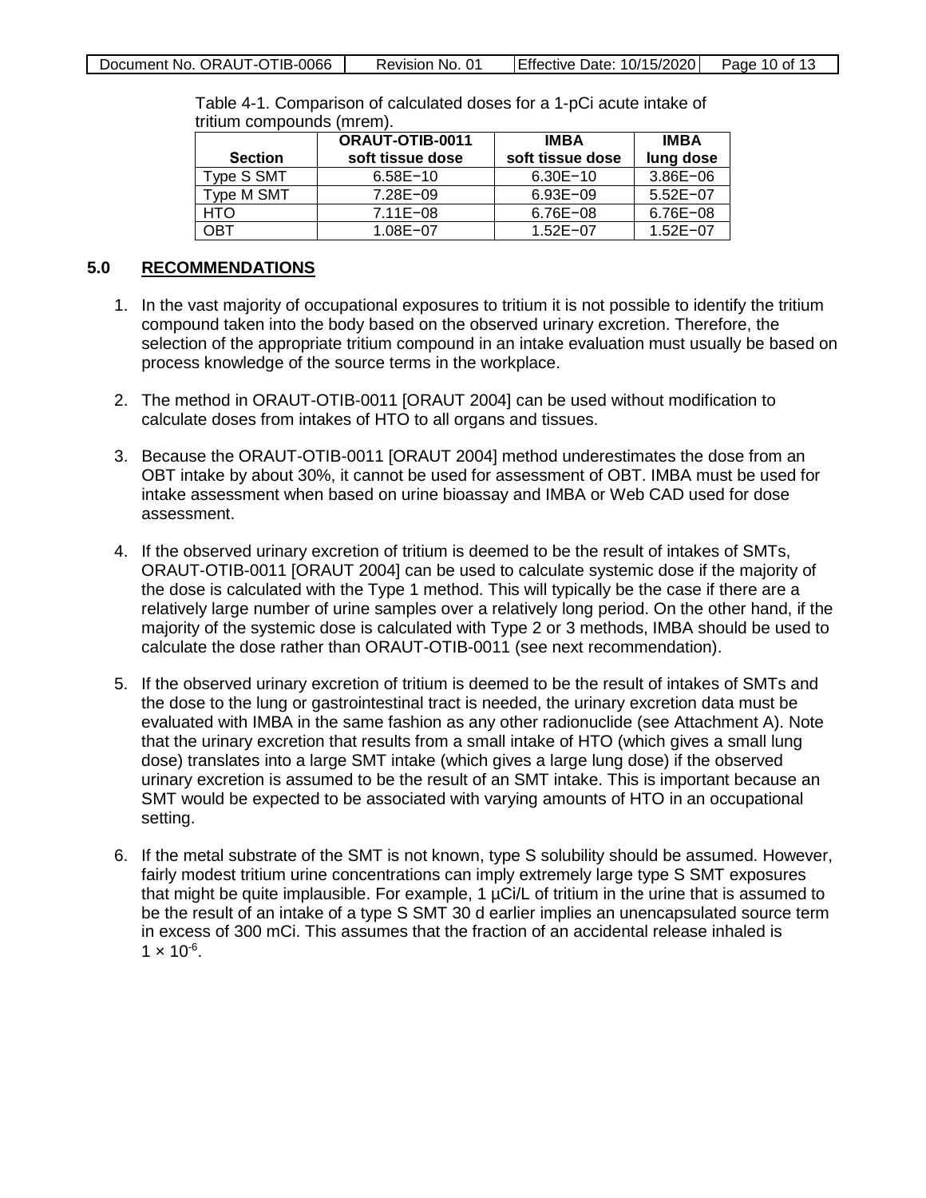Table 4-1. Comparison of calculated doses for a 1-pCi acute intake of tritium compounds (mrem).

| Section | ORAUT-OTIB-0011 soft tissue dose | IMBA soft tissue dose | IMBA lung dose |
|---|---|---|---|
| Type S SMT | 6.58E−10 | 6.30E−10 | 3.86E−06 |
| Type M SMT | 7.28E−09 | 6.93E−09 | 5.52E−07 |
| HTO | 7.11E−08 | 6.76E−08 | 6.76E−08 |
| OBT | 1.08E−07 | 1.52E−07 | 1.52E−07 |

## 5.0 RECOMMENDATIONS

1. In the vast majority of occupational exposures to tritium it is not possible to identify the tritium compound taken into the body based on the observed urinary excretion. Therefore, the selection of the appropriate tritium compound in an intake evaluation must usually be based on process knowledge of the source terms in the workplace.

2. The method in ORAUT-OTIB-0011 [ORAUT 2004] can be used without modification to calculate doses from intakes of HTO to all organs and tissues.

3. Because the ORAUT-OTIB-0011 [ORAUT 2004] method underestimates the dose from an OBT intake by about 30%, it cannot be used for assessment of OBT. IMBA must be used for intake assessment when based on urine bioassay and IMBA or Web CAD used for dose assessment.

4. If the observed urinary excretion of tritium is deemed to be the result of intakes of SMTs, ORAUT-OTIB-0011 [ORAUT 2004] can be used to calculate systemic dose if the majority of the dose is calculated with the Type 1 method. This will typically be the case if there are a relatively large number of urine samples over a relatively long period. On the other hand, if the majority of the systemic dose is calculated with Type 2 or 3 methods, IMBA should be used to calculate the dose rather than ORAUT-OTIB-0011 (see next recommendation).

5. If the observed urinary excretion of tritium is deemed to be the result of intakes of SMTs and the dose to the lung or gastrointestinal tract is needed, the urinary excretion data must be evaluated with IMBA in the same fashion as any other radionuclide (see Attachment A). Note that the urinary excretion that results from a small intake of HTO (which gives a small lung dose) translates into a large SMT intake (which gives a large lung dose) if the observed urinary excretion is assumed to be the result of an SMT intake. This is important because an SMT would be expected to be associated with varying amounts of HTO in an occupational setting.

6. If the metal substrate of the SMT is not known, type S solubility should be assumed. However, fairly modest tritium urine concentrations can imply extremely large type S SMT exposures that might be quite implausible. For example, 1 µCi/L of tritium in the urine that is assumed to be the result of an intake of a type S SMT 30 d earlier implies an unencapsulated source term in excess of 300 mCi. This assumes that the fraction of an accidental release inhaled is $1 \times 10^{-6}$.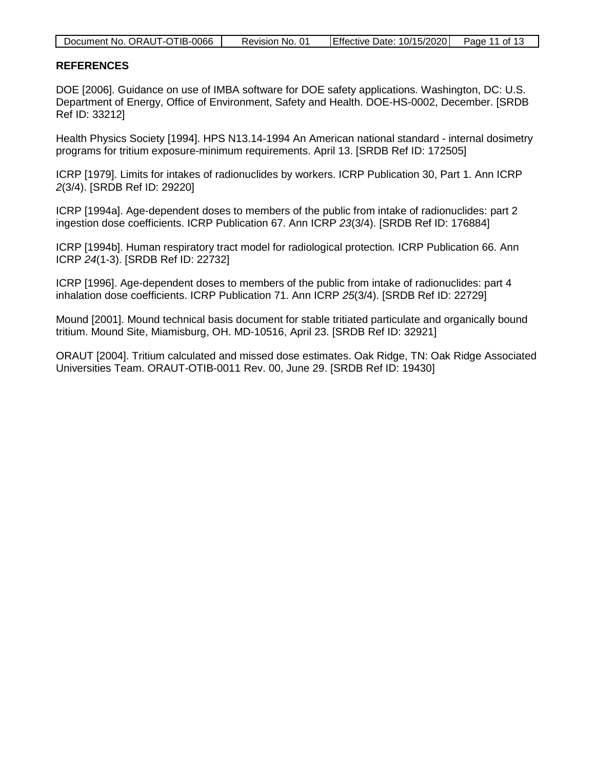## REFERENCES

DOE [2006]. Guidance on use of IMBA software for DOE safety applications. Washington, DC: U.S. Department of Energy, Office of Environment, Safety and Health. DOE-HS-0002, December. [SRDB Ref ID: 33212]

Health Physics Society [1994]. HPS N13.14-1994 An American national standard - internal dosimetry programs for tritium exposure-minimum requirements. April 13. [SRDB Ref ID: 172505]

ICRP [1979]. Limits for intakes of radionuclides by workers. ICRP Publication 30, Part 1. Ann ICRP *2*(3/4). [SRDB Ref ID: 29220]

ICRP [1994a]. Age-dependent doses to members of the public from intake of radionuclides: part 2 ingestion dose coefficients. ICRP Publication 67. Ann ICRP *23*(3/4). [SRDB Ref ID: 176884]

ICRP [1994b]. Human respiratory tract model for radiological protection. ICRP Publication 66. Ann ICRP *24*(1-3). [SRDB Ref ID: 22732]

ICRP [1996]. Age-dependent doses to members of the public from intake of radionuclides: part 4 inhalation dose coefficients. ICRP Publication 71. Ann ICRP *25*(3/4). [SRDB Ref ID: 22729]

Mound [2001]. Mound technical basis document for stable tritiated particulate and organically bound tritium. Mound Site, Miamisburg, OH. MD-10516, April 23. [SRDB Ref ID: 32921]

ORAUT [2004]. Tritium calculated and missed dose estimates. Oak Ridge, TN: Oak Ridge Associated Universities Team. ORAUT-OTIB-0011 Rev. 00, June 29. [SRDB Ref ID: 19430]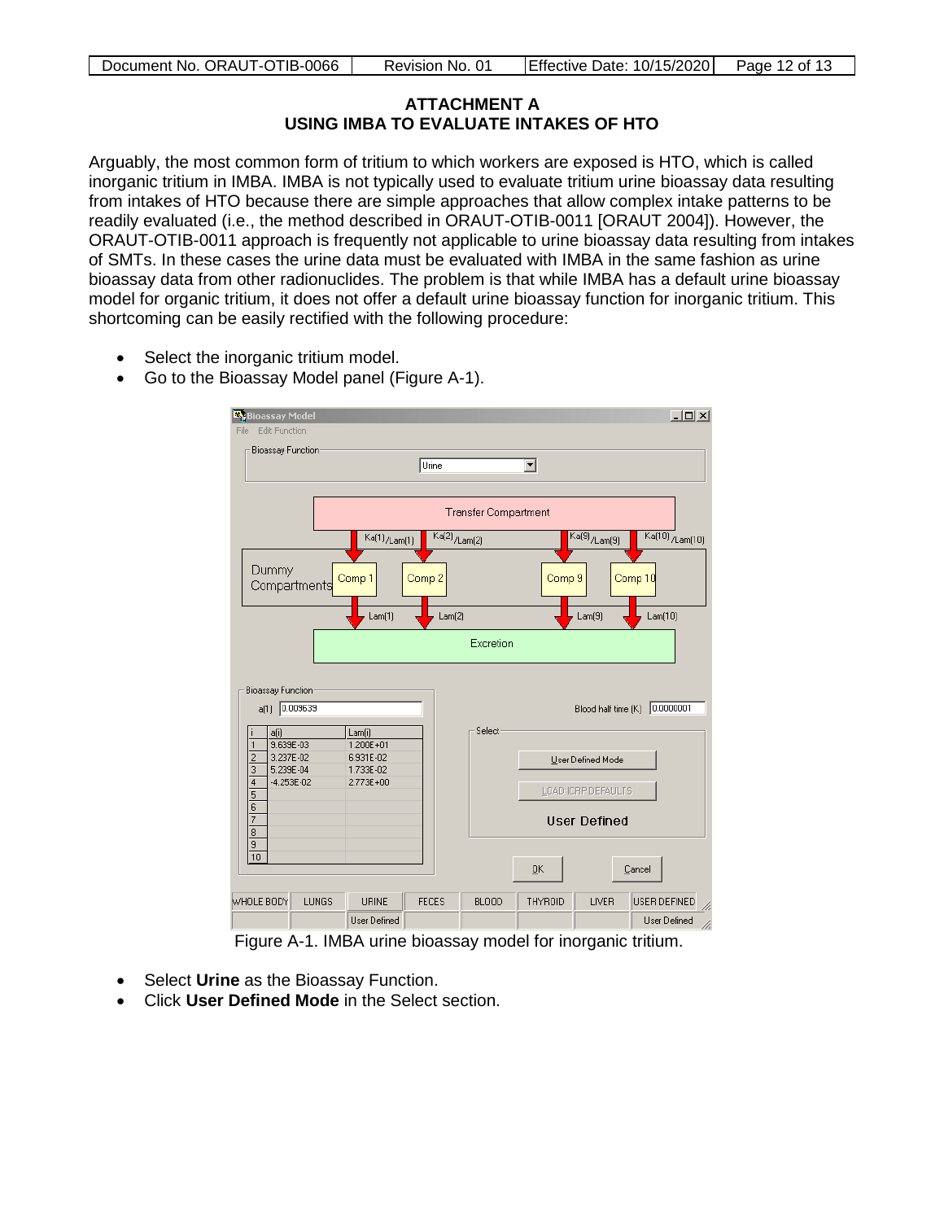# ATTACHMENT A
## USING IMBA TO EVALUATE INTAKES OF HTO

Arguably, the most common form of tritium to which workers are exposed is HTO, which is called inorganic tritium in IMBA. IMBA is not typically used to evaluate tritium urine bioassay data resulting from intakes of HTO because there are simple approaches that allow complex intake patterns to be readily evaluated (i.e., the method described in ORAUT-OTIB-0011 [ORAUT 2004]). However, the ORAUT-OTIB-0011 approach is frequently not applicable to urine bioassay data resulting from intakes of SMTs. In these cases the urine data must be evaluated with IMBA in the same fashion as urine bioassay data from other radionuclides. The problem is that while IMBA has a default urine bioassay model for organic tritium, it does not offer a default urine bioassay function for inorganic tritium. This shortcoming can be easily rectified with the following procedure:

- Select the inorganic tritium model.
- Go to the Bioassay Model panel (Figure A-1).

Figure A-1. IMBA urine bioassay model for inorganic tritium.

- Select **Urine** as the Bioassay Function.
- Click **User Defined Mode** in the Select section.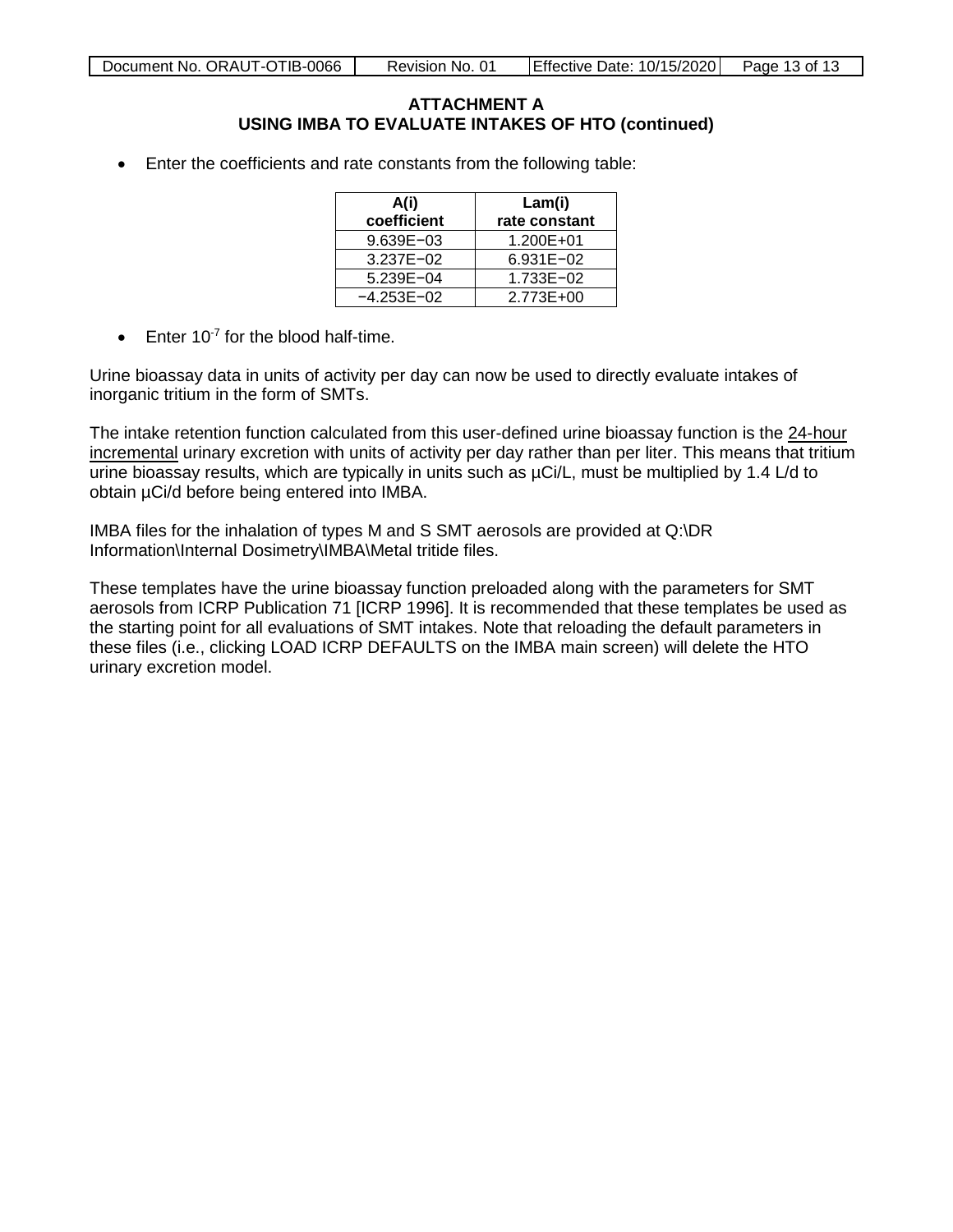## ATTACHMENT A
## USING IMBA TO EVALUATE INTAKES OF HTO (continued)

- Enter the coefficients and rate constants from the following table:

| A(i) coefficient | Lam(i) rate constant |
|---|---|
| 9.639E−03 | 1.200E+01 |
| 3.237E−02 | 6.931E−02 |
| 5.239E−04 | 1.733E−02 |
| −4.253E−02 | 2.773E+00 |

- Enter $10^{-7}$ for the blood half-time.

Urine bioassay data in units of activity per day can now be used to directly evaluate intakes of inorganic tritium in the form of SMTs.

The intake retention function calculated from this user-defined urine bioassay function is the 24-hour incremental urinary excretion with units of activity per day rather than per liter. This means that tritium urine bioassay results, which are typically in units such as µCi/L, must be multiplied by 1.4 L/d to obtain µCi/d before being entered into IMBA.

IMBA files for the inhalation of types M and S SMT aerosols are provided at Q:\DR Information\Internal Dosimetry\IMBA\Metal tritide files.

These templates have the urine bioassay function preloaded along with the parameters for SMT aerosols from ICRP Publication 71 [ICRP 1996]. It is recommended that these templates be used as the starting point for all evaluations of SMT intakes. Note that reloading the default parameters in these files (i.e., clicking LOAD ICRP DEFAULTS on the IMBA main screen) will delete the HTO urinary excretion model.